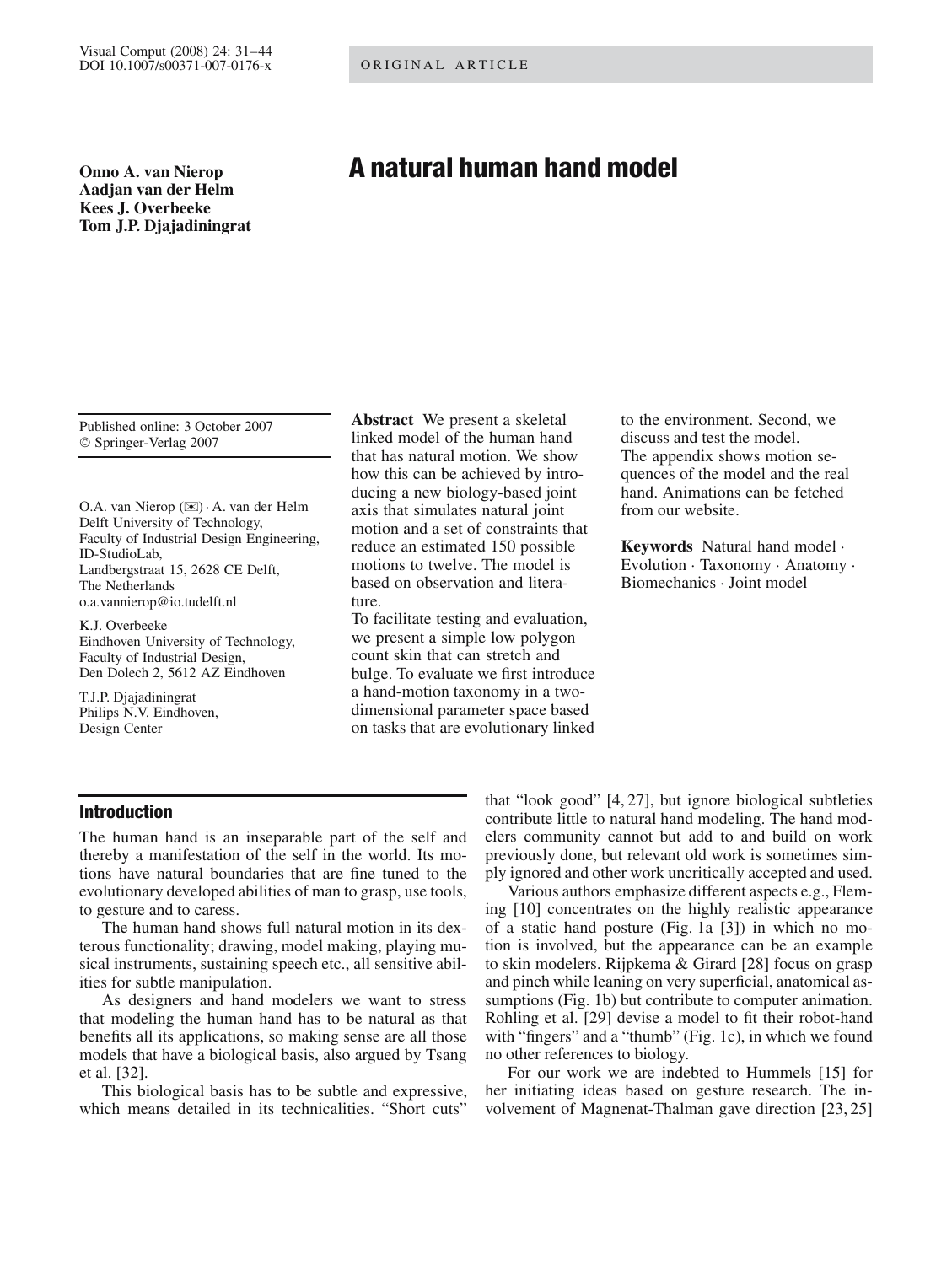# A natural human hand model

**Onno A. van Nierop**
**Aadjan van der Helm**
**Kees J. Overbeeke**
**Tom J.P. Djajadiningrat**

Published online: 3 October 2007
© Springer-Verlag 2007

O.A. van Nierop (✉) · A. van der Helm
Delft University of Technology,
Faculty of Industrial Design Engineering,
ID-StudioLab,
Landbergstraat 15, 2628 CE Delft,
The Netherlands
o.a.vannierop@io.tudelft.nl

K.J. Overbeeke
Eindhoven University of Technology,
Faculty of Industrial Design,
Den Dolech 2, 5612 AZ Eindhoven

T.J.P. Djajadiningrat
Philips N.V. Eindhoven,
Design Center

**Abstract** We present a skeletal linked model of the human hand that has natural motion. We show how this can be achieved by introducing a new biology-based joint axis that simulates natural joint motion and a set of constraints that reduce an estimated 150 possible motions to twelve. The model is based on observation and literature.
To facilitate testing and evaluation, we present a simple low polygon count skin that can stretch and bulge. To evaluate we first introduce a hand-motion taxonomy in a two-dimensional parameter space based on tasks that are evolutionary linked to the environment. Second, we discuss and test the model.
The appendix shows motion sequences of the model and the real hand. Animations can be fetched from our website.

**Keywords** Natural hand model · Evolution · Taxonomy · Anatomy · Biomechanics · Joint model

## Introduction

The human hand is an inseparable part of the self and thereby a manifestation of the self in the world. Its motions have natural boundaries that are fine tuned to the evolutionary developed abilities of man to grasp, use tools, to gesture and to caress.

The human hand shows full natural motion in its dexterous functionality; drawing, model making, playing musical instruments, sustaining speech etc., all sensitive abilities for subtle manipulation.

As designers and hand modelers we want to stress that modeling the human hand has to be natural as that benefits all its applications, so making sense are all those models that have a biological basis, also argued by Tsang et al. [32].

This biological basis has to be subtle and expressive, which means detailed in its technicalities. "Short cuts" that "look good" [4, 27], but ignore biological subtleties contribute little to natural hand modeling. The hand modelers community cannot but add to and build on work previously done, but relevant old work is sometimes simply ignored and other work uncritically accepted and used.

Various authors emphasize different aspects e.g., Fleming [10] concentrates on the highly realistic appearance of a static hand posture (Fig. 1a [3]) in which no motion is involved, but the appearance can be an example to skin modelers. Rijpkema & Girard [28] focus on grasp and pinch while leaning on very superficial, anatomical assumptions (Fig. 1b) but contribute to computer animation. Rohling et al. [29] devise a model to fit their robot-hand with "fingers" and a "thumb" (Fig. 1c), in which we found no other references to biology.

For our work we are indebted to Hummels [15] for her initiating ideas based on gesture research. The involvement of Magnenat-Thalman gave direction [23, 25]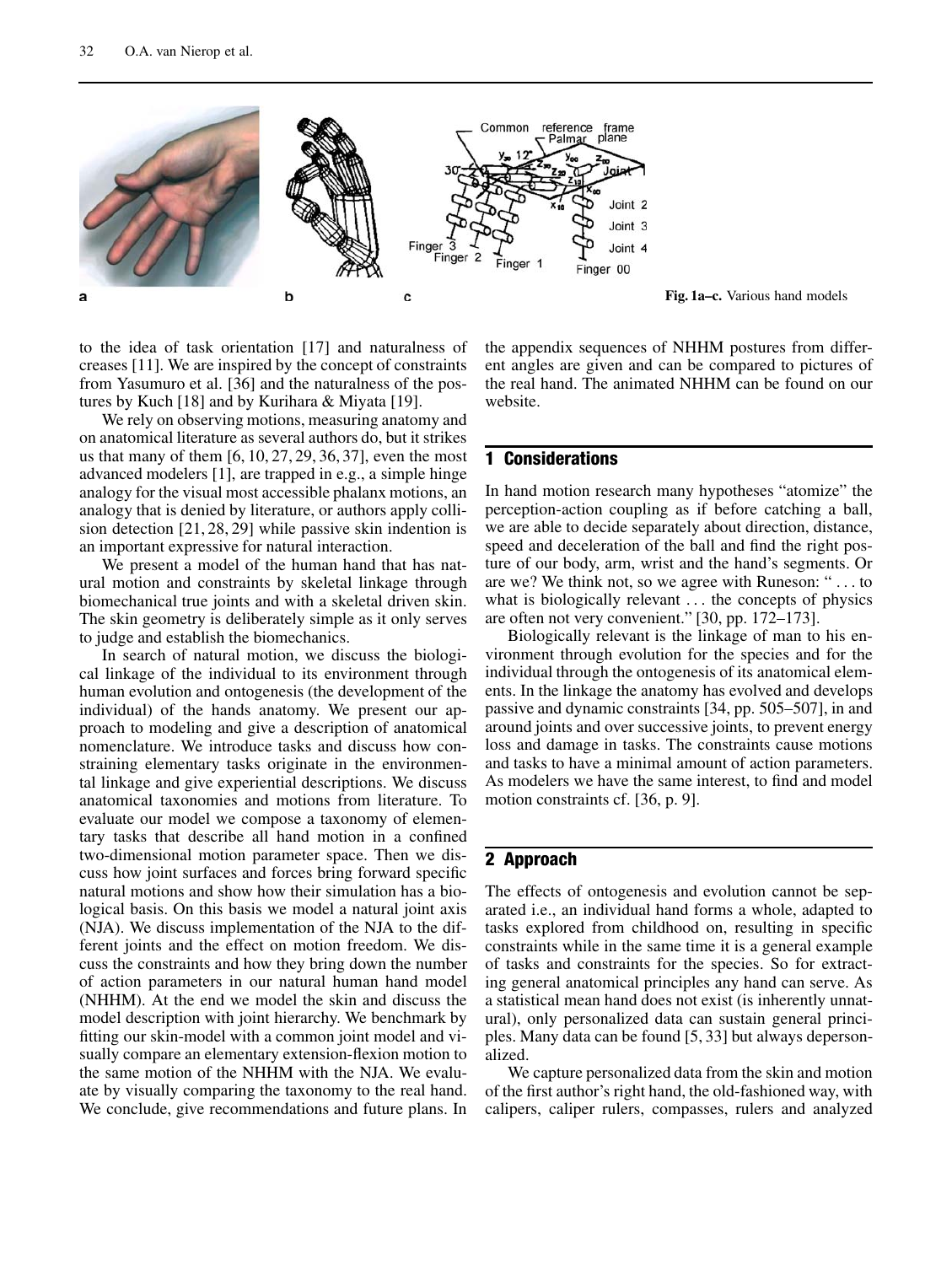Fig. 1a–c. Various hand models

to the idea of task orientation [17] and naturalness of creases [11]. We are inspired by the concept of constraints from Yasumuro et al. [36] and the naturalness of the postures by Kuch [18] and by Kurihara & Miyata [19].

We rely on observing motions, measuring anatomy and on anatomical literature as several authors do, but it strikes us that many of them [6, 10, 27, 29, 36, 37], even the most advanced modelers [1], are trapped in e.g., a simple hinge analogy for the visual most accessible phalanx motions, an analogy that is denied by literature, or authors apply collision detection [21, 28, 29] while passive skin indention is an important expressive for natural interaction.

We present a model of the human hand that has natural motion and constraints by skeletal linkage through biomechanical true joints and with a skeletal driven skin. The skin geometry is deliberately simple as it only serves to judge and establish the biomechanics.

In search of natural motion, we discuss the biological linkage of the individual to its environment through human evolution and ontogenesis (the development of the individual) of the hands anatomy. We present our approach to modeling and give a description of anatomical nomenclature. We introduce tasks and discuss how constraining elementary tasks originate in the environmental linkage and give experiential descriptions. We discuss anatomical taxonomies and motions from literature. To evaluate our model we compose a taxonomy of elementary tasks that describe all hand motion in a confined two-dimensional motion parameter space. Then we discuss how joint surfaces and forces bring forward specific natural motions and show how their simulation has a biological basis. On this basis we model a natural joint axis (NJA). We discuss implementation of the NJA to the different joints and the effect on motion freedom. We discuss the constraints and how they bring down the number of action parameters in our natural human hand model (NHHM). At the end we model the skin and discuss the model description with joint hierarchy. We benchmark by fitting our skin-model with a common joint model and visually compare an elementary extension-flexion motion to the same motion of the NHHM with the NJA. We evaluate by visually comparing the taxonomy to the real hand. We conclude, give recommendations and future plans. In the appendix sequences of NHHM postures from different angles are given and can be compared to pictures of the real hand. The animated NHHM can be found on our website.

## 1 Considerations

In hand motion research many hypotheses "atomize" the perception-action coupling as if before catching a ball, we are able to decide separately about direction, distance, speed and deceleration of the ball and find the right posture of our body, arm, wrist and the hand's segments. Or are we? We think not, so we agree with Runeson: " ... to what is biologically relevant ... the concepts of physics are often not very convenient." [30, pp. 172–173].

Biologically relevant is the linkage of man to his environment through evolution for the species and for the individual through the ontogenesis of its anatomical elements. In the linkage the anatomy has evolved and develops passive and dynamic constraints [34, pp. 505–507], in and around joints and over successive joints, to prevent energy loss and damage in tasks. The constraints cause motions and tasks to have a minimal amount of action parameters. As modelers we have the same interest, to find and model motion constraints cf. [36, p. 9].

## 2 Approach

The effects of ontogenesis and evolution cannot be separated i.e., an individual hand forms a whole, adapted to tasks explored from childhood on, resulting in specific constraints while in the same time it is a general example of tasks and constraints for the species. So for extracting general anatomical principles any hand can serve. As a statistical mean hand does not exist (is inherently unnatural), only personalized data can sustain general principles. Many data can be found [5, 33] but always depersonalized.

We capture personalized data from the skin and motion of the first author's right hand, the old-fashioned way, with calipers, caliper rulers, compasses, rulers and analyzed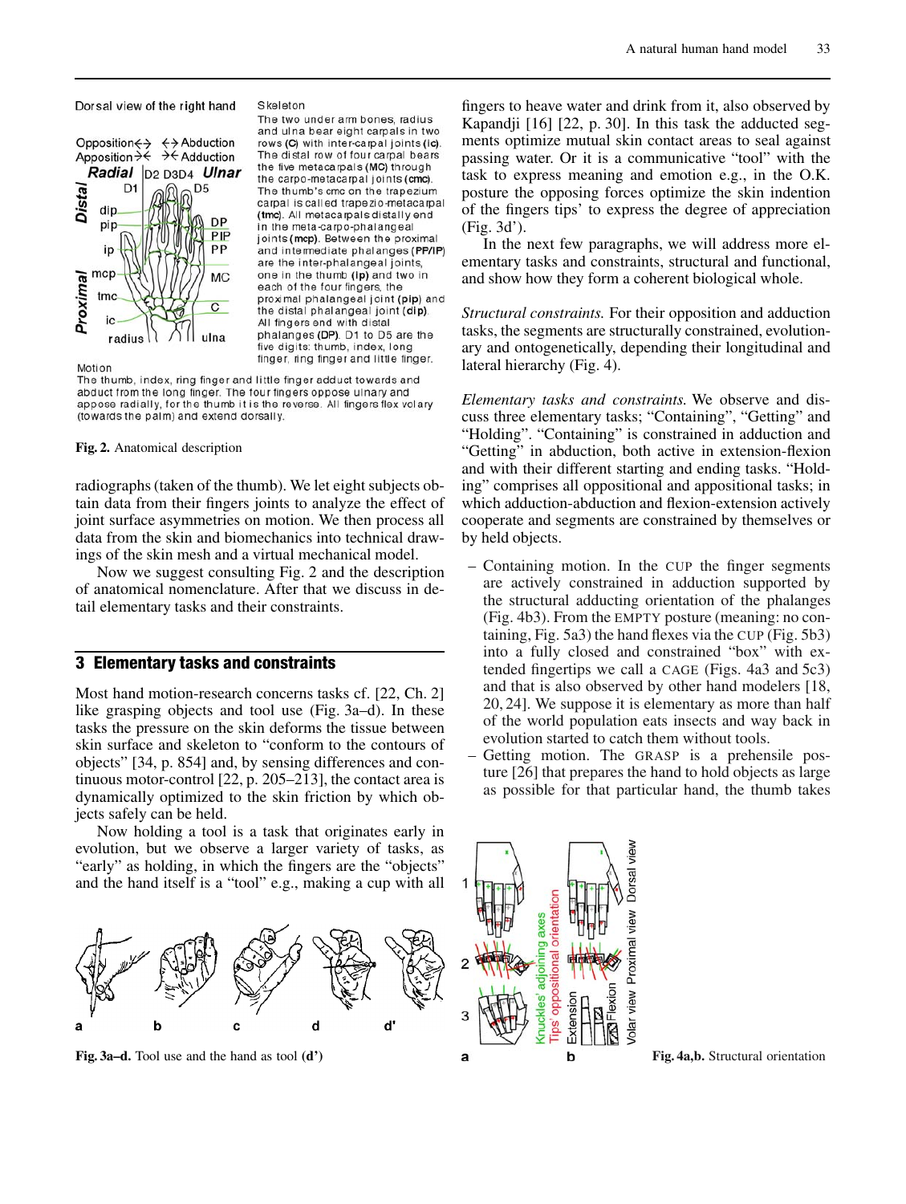Dorsal view of the right hand

Skeleton

The two under arm bones, radius and ulna bear eight carpals in two rows (C) with inter-carpal joints (ic). The distal row of four carpal bears the five metacarpals (MC) through the carpo-metacarpal joints (cmc). The thumb's cmc on the trapezium carpal is called trapezio-metacarpal (tmc). All metacarpals distally end in the meta-carpo-phalangeal joints (mcp). Between the proximal and intermediate phalanges (PP/IP) are the inter-phalangeal joints, one in the thumb (ip) and two in each of the four fingers, the proximal phalangeal joint (pip) and the distal phalangeal joint (dip). All fingers end with distal phalanges (DP). D1 to D5 are the five digits: thumb, index, long finger, ring finger and little finger.

Motion

The thumb, index, ring finger and little finger adduct towards and abduct from the long finger. The four fingers oppose ulnary and appose radially, for the thumb it is the reverse. All fingers flex volary (towards the palm) and extend dorsally.

**Fig. 2.** Anatomical description

radiographs (taken of the thumb). We let eight subjects obtain data from their fingers joints to analyze the effect of joint surface asymmetries on motion. We then process all data from the skin and biomechanics into technical drawings of the skin mesh and a virtual mechanical model.

Now we suggest consulting Fig. 2 and the description of anatomical nomenclature. After that we discuss in detail elementary tasks and their constraints.

## 3 Elementary tasks and constraints

Most hand motion-research concerns tasks cf. [22, Ch. 2] like grasping objects and tool use (Fig. 3a–d). In these tasks the pressure on the skin deforms the tissue between skin surface and skeleton to "conform to the contours of objects" [34, p. 854] and, by sensing differences and continuous motor-control [22, p. 205–213], the contact area is dynamically optimized to the skin friction by which objects safely can be held.

Now holding a tool is a task that originates early in evolution, but we observe a larger variety of tasks, as "early" as holding, in which the fingers are the "objects" and the hand itself is a "tool" e.g., making a cup with all fingers to heave water and drink from it, also observed by Kapandji [16] [22, p. 30]. In this task the adducted segments optimize mutual skin contact areas to seal against passing water. Or it is a communicative "tool" with the task to express meaning and emotion e.g., in the O.K. posture the opposing forces optimize the skin indention of the fingers tips' to express the degree of appreciation (Fig. 3d').

**Fig. 3a–d.** Tool use and the hand as tool **(d')**

In the next few paragraphs, we will address more elementary tasks and constraints, structural and functional, and show how they form a coherent biological whole.

*Structural constraints.* For their opposition and adduction tasks, the segments are structurally constrained, evolutionary and ontogenetically, depending their longitudinal and lateral hierarchy (Fig. 4).

*Elementary tasks and constraints.* We observe and discuss three elementary tasks; "Containing", "Getting" and "Holding". "Containing" is constrained in adduction and "Getting" in abduction, both active in extension-flexion and with their different starting and ending tasks. "Holding" comprises all oppositional and appositional tasks; in which adduction-abduction and flexion-extension actively cooperate and segments are constrained by themselves or by held objects.

- Containing motion. In the CUP the finger segments are actively constrained in adduction supported by the structural adducting orientation of the phalanges (Fig. 4b3). From the EMPTY posture (meaning: no containing, Fig. 5a3) the hand flexes via the CUP (Fig. 5b3) into a fully closed and constrained "box" with extended fingertips we call a CAGE (Figs. 4a3 and 5c3) and that is also observed by other hand modelers [18, 20, 24]. We suppose it is elementary as more than half of the world population eats insects and way back in evolution started to catch them without tools.
- Getting motion. The GRASP is a prehensile posture [26] that prepares the hand to hold objects as large as possible for that particular hand, the thumb takes

**Fig. 4a,b.** Structural orientation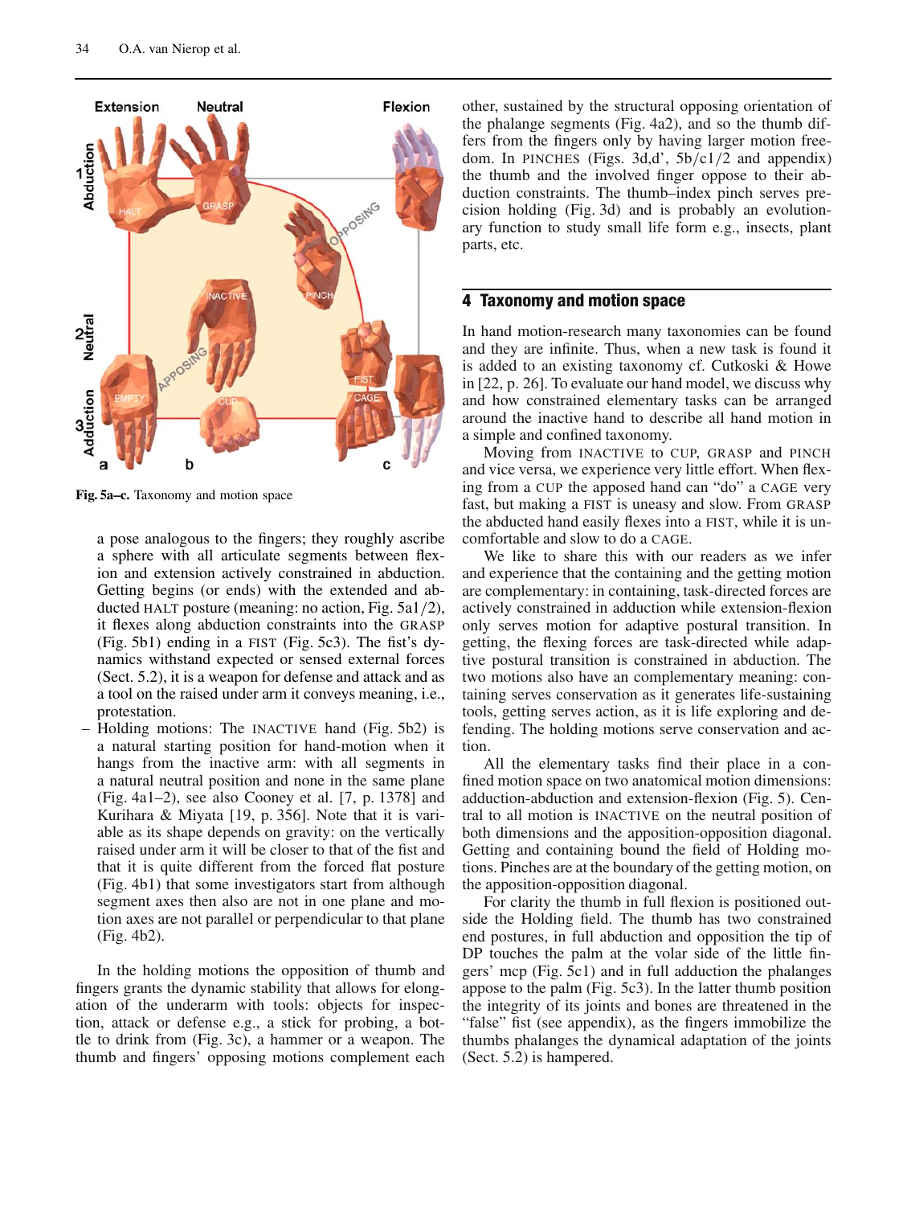Fig. 5a–c. Taxonomy and motion space

a pose analogous to the fingers; they roughly ascribe a sphere with all articulate segments between flexion and extension actively constrained in abduction. Getting begins (or ends) with the extended and abducted HALT posture (meaning: no action, Fig. 5a1/2), it flexes along abduction constraints into the GRASP (Fig. 5b1) ending in a FIST (Fig. 5c3). The fist's dynamics withstand expected or sensed external forces (Sect. 5.2), it is a weapon for defense and attack and as a tool on the raised under arm it conveys meaning, i.e., protestation.

– Holding motions: The INACTIVE hand (Fig. 5b2) is a natural starting position for hand-motion when it hangs from the inactive arm: with all segments in a natural neutral position and none in the same plane (Fig. 4a1–2), see also Cooney et al. [7, p. 1378] and Kurihara & Miyata [19, p. 356]. Note that it is variable as its shape depends on gravity: on the vertically raised under arm it will be closer to that of the fist and that it is quite different from the forced flat posture (Fig. 4b1) that some investigators start from although segment axes then also are not in one plane and motion axes are not parallel or perpendicular to that plane (Fig. 4b2).

In the holding motions the opposition of thumb and fingers grants the dynamic stability that allows for elongation of the underarm with tools: objects for inspection, attack or defense e.g., a stick for probing, a bottle to drink from (Fig. 3c), a hammer or a weapon. The thumb and fingers' opposing motions complement each other, sustained by the structural opposing orientation of the phalange segments (Fig. 4a2), and so the thumb differs from the fingers only by having larger motion freedom. In PINCHES (Figs. 3d,d', 5b/c1/2 and appendix) the thumb and the involved finger oppose to their abduction constraints. The thumb–index pinch serves precision holding (Fig. 3d) and is probably an evolutionary function to study small life form e.g., insects, plant parts, etc.

## 4 Taxonomy and motion space

In hand motion-research many taxonomies can be found and they are infinite. Thus, when a new task is found it is added to an existing taxonomy cf. Cutkoski & Howe in [22, p. 26]. To evaluate our hand model, we discuss why and how constrained elementary tasks can be arranged around the inactive hand to describe all hand motion in a simple and confined taxonomy.

Moving from INACTIVE to CUP, GRASP and PINCH and vice versa, we experience very little effort. When flexing from a CUP the apposed hand can "do" a CAGE very fast, but making a FIST is uneasy and slow. From GRASP the abducted hand easily flexes into a FIST, while it is uncomfortable and slow to do a CAGE.

We like to share this with our readers as we infer and experience that the containing and the getting motion are complementary: in containing, task-directed forces are actively constrained in adduction while extension-flexion only serves motion for adaptive postural transition. In getting, the flexing forces are task-directed while adaptive postural transition is constrained in abduction. The two motions also have an complementary meaning: containing serves conservation as it generates life-sustaining tools, getting serves action, as it is life exploring and defending. The holding motions serve conservation and action.

All the elementary tasks find their place in a confined motion space on two anatomical motion dimensions: adduction-abduction and extension-flexion (Fig. 5). Central to all motion is INACTIVE on the neutral position of both dimensions and the apposition-opposition diagonal. Getting and containing bound the field of Holding motions. Pinches are at the boundary of the getting motion, on the apposition-opposition diagonal.

For clarity the thumb in full flexion is positioned outside the Holding field. The thumb has two constrained end postures, in full abduction and opposition the tip of DP touches the palm at the volar side of the little fingers' mcp (Fig. 5c1) and in full adduction the phalanges appose to the palm (Fig. 5c3). In the latter thumb position the integrity of its joints and bones are threatened in the "false" fist (see appendix), as the fingers immobilize the thumbs phalanges the dynamical adaptation of the joints (Sect. 5.2) is hampered.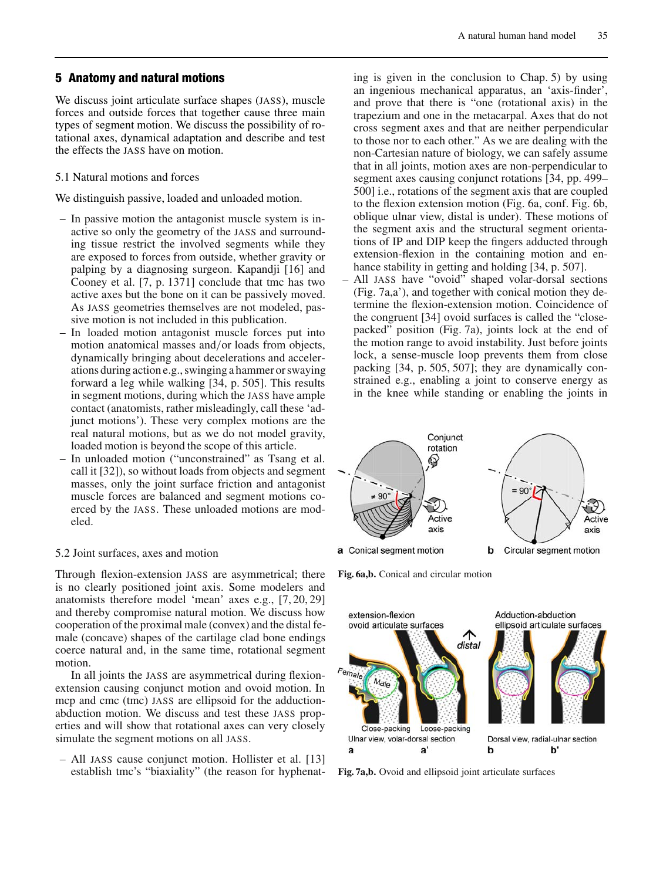## 5 Anatomy and natural motions

We discuss joint articulate surface shapes (JASS), muscle forces and outside forces that together cause three main types of segment motion. We discuss the possibility of rotational axes, dynamical adaptation and describe and test the effects the JASS have on motion.

### 5.1 Natural motions and forces

We distinguish passive, loaded and unloaded motion.

- In passive motion the antagonist muscle system is inactive so only the geometry of the JASS and surrounding tissue restrict the involved segments while they are exposed to forces from outside, whether gravity or palping by a diagnosing surgeon. Kapandji [16] and Cooney et al. [7, p. 1371] conclude that tmc has two active axes but the bone on it can be passively moved. As JASS geometries themselves are not modeled, passive motion is not included in this publication.
- In loaded motion antagonist muscle forces put into motion anatomical masses and/or loads from objects, dynamically bringing about decelerations and accelerations during action e.g., swinging a hammer or swaying forward a leg while walking [34, p. 505]. This results in segment motions, during which the JASS have ample contact (anatomists, rather misleadingly, call these 'adjunct motions'). These very complex motions are the real natural motions, but as we do not model gravity, loaded motion is beyond the scope of this article.
- In unloaded motion ("unconstrained" as Tsang et al. call it [32]), so without loads from objects and segment masses, only the joint surface friction and antagonist muscle forces are balanced and segment motions coerced by the JASS. These unloaded motions are modeled.

### 5.2 Joint surfaces, axes and motion

Through flexion-extension JASS are asymmetrical; there is no clearly positioned joint axis. Some modelers and anatomists therefore model 'mean' axes e.g., [7, 20, 29] and thereby compromise natural motion. We discuss how cooperation of the proximal male (convex) and the distal female (concave) shapes of the cartilage clad bone endings coerce natural and, in the same time, rotational segment motion.

In all joints the JASS are asymmetrical during flexion-extension causing conjunct motion and ovoid motion. In mcp and cmc (tmc) JASS are ellipsoid for the adduction-abduction motion. We discuss and test these JASS properties and will show that rotational axes can very closely simulate the segment motions on all JASS.

- All JASS cause conjunct motion. Hollister et al. [13] establish tmc's "biaxiality" (the reason for hyphenating is given in the conclusion to Chap. 5) by using an ingenious mechanical apparatus, an 'axis-finder', and prove that there is "one (rotational axis) in the trapezium and one in the metacarpal. Axes that do not cross segment axes and that are neither perpendicular to those nor to each other." As we are dealing with the non-Cartesian nature of biology, we can safely assume that in all joints, motion axes are non-perpendicular to segment axes causing conjunct rotations [34, pp. 499–500] i.e., rotations of the segment axis that are coupled to the flexion extension motion (Fig. 6a, conf. Fig. 6b, oblique ulnar view, distal is under). These motions of the segment axis and the structural segment orientations of IP and DIP keep the fingers adducted through extension-flexion in the containing motion and enhance stability in getting and holding [34, p. 507].
- All JASS have "ovoid" shaped volar-dorsal sections (Fig. 7a,a'), and together with conical motion they determine the flexion-extension motion. Coincidence of the congruent [34] ovoid surfaces is called the "close-packed" position (Fig. 7a), joints lock at the end of the motion range to avoid instability. Just before joints lock, a sense-muscle loop prevents them from close packing [34, p. 505, 507]; they are dynamically constrained e.g., enabling a joint to conserve energy as in the knee while standing or enabling the joints in

**Fig. 6a,b.** Conical and circular motion

**Fig. 7a,b.** Ovoid and ellipsoid joint articulate surfaces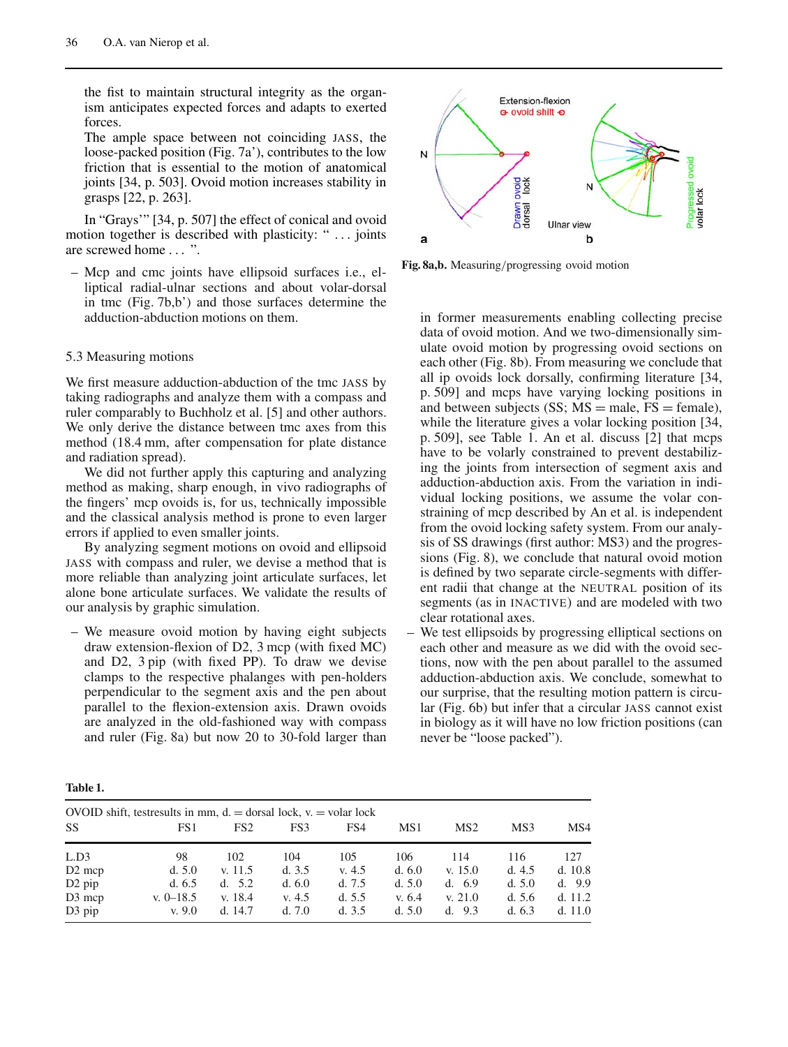the fist to maintain structural integrity as the organism anticipates expected forces and adapts to exerted forces.
The ample space between not coinciding JASS, the loose-packed position (Fig. 7a'), contributes to the low friction that is essential to the motion of anatomical joints [34, p. 503]. Ovoid motion increases stability in grasps [22, p. 263].

In "Grays'" [34, p. 507] the effect of conical and ovoid motion together is described with plasticity: " ... joints are screwed home ... ".

– Mcp and cmc joints have ellipsoid surfaces i.e., elliptical radial-ulnar sections and about volar-dorsal in tmc (Fig. 7b,b') and those surfaces determine the adduction-abduction motions on them.

### 5.3 Measuring motions

We first measure adduction-abduction of the tmc JASS by taking radiographs and analyze them with a compass and ruler comparably to Buchholz et al. [5] and other authors. We only derive the distance between tmc axes from this method (18.4 mm, after compensation for plate distance and radiation spread).

We did not further apply this capturing and analyzing method as making, sharp enough, in vivo radiographs of the fingers' mcp ovoids is, for us, technically impossible and the classical analysis method is prone to even larger errors if applied to even smaller joints.

By analyzing segment motions on ovoid and ellipsoid JASS with compass and ruler, we devise a method that is more reliable than analyzing joint articulate surfaces, let alone bone articulate surfaces. We validate the results of our analysis by graphic simulation.

– We measure ovoid motion by having eight subjects draw extension-flexion of D2, 3 mcp (with fixed MC) and D2, 3 pip (with fixed PP). To draw we devise clamps to the respective phalanges with pen-holders perpendicular to the segment axis and the pen about parallel to the flexion-extension axis. Drawn ovoids are analyzed in the old-fashioned way with compass and ruler (Fig. 8a) but now 20 to 30-fold larger than in former measurements enabling collecting precise data of ovoid motion. And we two-dimensionally simulate ovoid motion by progressing ovoid sections on each other (Fig. 8b). From measuring we conclude that all ip ovoids lock dorsally, confirming literature [34, p. 509] and mcps have varying locking positions in and between subjects (SS; MS = male, FS = female), while the literature gives a volar locking position [34, p. 509], see Table 1. An et al. discuss [2] that mcps have to be volarly constrained to prevent destabilizing the joints from intersection of segment axis and adduction-abduction axis. From the variation in individual locking positions, we assume the volar constraining of mcp described by An et al. is independent from the ovoid locking safety system. From our analysis of SS drawings (first author: MS3) and the progressions (Fig. 8), we conclude that natural ovoid motion is defined by two separate circle-segments with different radii that change at the NEUTRAL position of its segments (as in INACTIVE) and are modeled with two clear rotational axes.

– We test ellipsoids by progressing elliptical sections on each other and measure as we did with the ovoid sections, now with the pen about parallel to the assumed adduction-abduction axis. We conclude, somewhat to our surprise, that the resulting motion pattern is circular (Fig. 6b) but infer that a circular JASS cannot exist in biology as it will have no low friction positions (can never be "loose packed").

**Fig. 8a,b.** Measuring/progressing ovoid motion

**Table 1.**

OVOID shift, testresults in mm, d. = dorsal lock, v. = volar lock

| SS | FS1 | FS2 | FS3 | FS4 | MS1 | MS2 | MS3 | MS4 |
|---|---|---|---|---|---|---|---|---|
| L.D3 | 98 | 102 | 104 | 105 | 106 | 114 | 116 | 127 |
| D2 mcp | d. 5.0 | v. 11.5 | d. 3.5 | v. 4.5 | d. 6.0 | v. 15.0 | d. 4.5 | d. 10.8 |
| D2 pip | d. 6.5 | d. 5.2 | d. 6.0 | d. 7.5 | d. 5.0 | d. 6.9 | d. 5.0 | d. 9.9 |
| D3 mcp | v. 0–18.5 | v. 18.4 | v. 4.5 | d. 5.5 | v. 6.4 | v. 21.0 | d. 5.6 | d. 11.2 |
| D3 pip | v. 9.0 | d. 14.7 | d. 7.0 | d. 3.5 | d. 5.0 | d. 9.3 | d. 6.3 | d. 11.0 |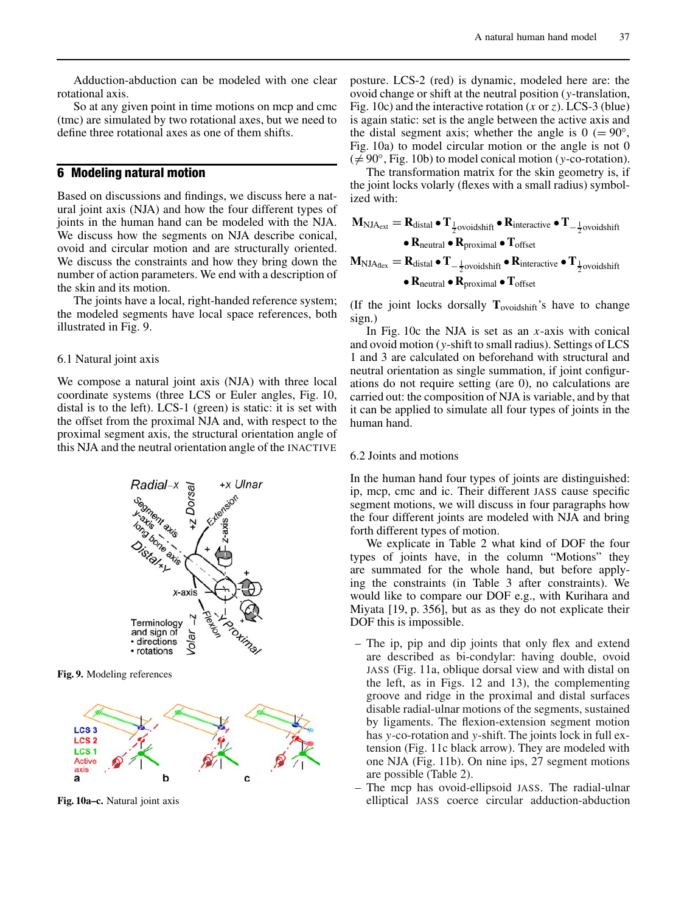Adduction-abduction can be modeled with one clear rotational axis.

So at any given point in time motions on mcp and cmc (tmc) are simulated by two rotational axes, but we need to define three rotational axes as one of them shifts.

## 6 Modeling natural motion

Based on discussions and findings, we discuss here a natural joint axis (NJA) and how the four different types of joints in the human hand can be modeled with the NJA. We discuss how the segments on NJA describe conical, ovoid and circular motion and are structurally oriented. We discuss the constraints and how they bring down the number of action parameters. We end with a description of the skin and its motion.

The joints have a local, right-handed reference system; the modeled segments have local space references, both illustrated in Fig. 9.

### 6.1 Natural joint axis

We compose a natural joint axis (NJA) with three local coordinate systems (three LCS or Euler angles, Fig. 10, distal is to the left). LCS-1 (green) is static: it is set with the offset from the proximal NJA and, with respect to the proximal segment axis, the structural orientation angle of this NJA and the neutral orientation angle of the INACTIVE posture. LCS-2 (red) is dynamic, modeled here are: the ovoid change or shift at the neutral position ($y$-translation, Fig. 10c) and the interactive rotation ($x$ or $z$). LCS-3 (blue) is again static: set is the angle between the active axis and the distal segment axis; whether the angle is 0 ($= 90°$, Fig. 10a) to model circular motion or the angle is not 0 ($\neq 90°$, Fig. 10b) to model conical motion ($y$-co-rotation).

**Fig. 9.** Modeling references

**Fig. 10a–c.** Natural joint axis

The transformation matrix for the skin geometry is, if the joint locks volarly (flexes with a small radius) symbolized with:

$$\mathbf{M}_{\mathrm{NJA_{ext}}} = \mathbf{R}_{\mathrm{distal}} \bullet \mathbf{T}_{\frac{1}{2}\mathrm{ovoidshift}} \bullet \mathbf{R}_{\mathrm{interactive}} \bullet \mathbf{T}_{-\frac{1}{2}\mathrm{ovoidshift}} \bullet \mathbf{R}_{\mathrm{neutral}} \bullet \mathbf{R}_{\mathrm{proximal}} \bullet \mathbf{T}_{\mathrm{offset}}$$

$$\mathbf{M}_{\mathrm{NJA_{flex}}} = \mathbf{R}_{\mathrm{distal}} \bullet \mathbf{T}_{-\frac{1}{2}\mathrm{ovoidshift}} \bullet \mathbf{R}_{\mathrm{interactive}} \bullet \mathbf{T}_{\frac{1}{2}\mathrm{ovoidshift}} \bullet \mathbf{R}_{\mathrm{neutral}} \bullet \mathbf{R}_{\mathrm{proximal}} \bullet \mathbf{T}_{\mathrm{offset}}$$

(If the joint locks dorsally $\mathbf{T}_{\mathrm{ovoidshift}}$'s have to change sign.)

In Fig. 10c the NJA is set as an $x$-axis with conical and ovoid motion ($y$-shift to small radius). Settings of LCS 1 and 3 are calculated on beforehand with structural and neutral orientation as single summation, if joint configurations do not require setting (are 0), no calculations are carried out: the composition of NJA is variable, and by that it can be applied to simulate all four types of joints in the human hand.

### 6.2 Joints and motions

In the human hand four types of joints are distinguished: ip, mcp, cmc and ic. Their different JASS cause specific segment motions, we will discuss in four paragraphs how the four different joints are modeled with NJA and bring forth the different types of motion.

We explicate in Table 2 what kind of DOF the four types of joints have, in the column "Motions" they are summated for the whole hand, but before applying the constraints (in Table 3 after constraints). We would like to compare our DOF e.g., with Kurihara and Miyata [19, p. 356], but as as they do not explicate their DOF this is impossible.

- The ip, pip and dip joints that only flex and extend are described as bi-condylar: having double, ovoid JASS (Fig. 11a, oblique dorsal view and with distal on the left, as in Figs. 12 and 13), the complementing groove and ridge in the proximal and distal surfaces disable radial-ulnar motions of the segments, sustained by ligaments. The flexion-extension segment motion has $y$-co-rotation and $y$-shift. The joints lock in full extension (Fig. 11c black arrow). They are modeled with one NJA (Fig. 11b). On nine ips, 27 segment motions are possible (Table 2).
- The mcp has ovoid-ellipsoid JASS. The radial-ulnar elliptical JASS coerce circular adduction-abduction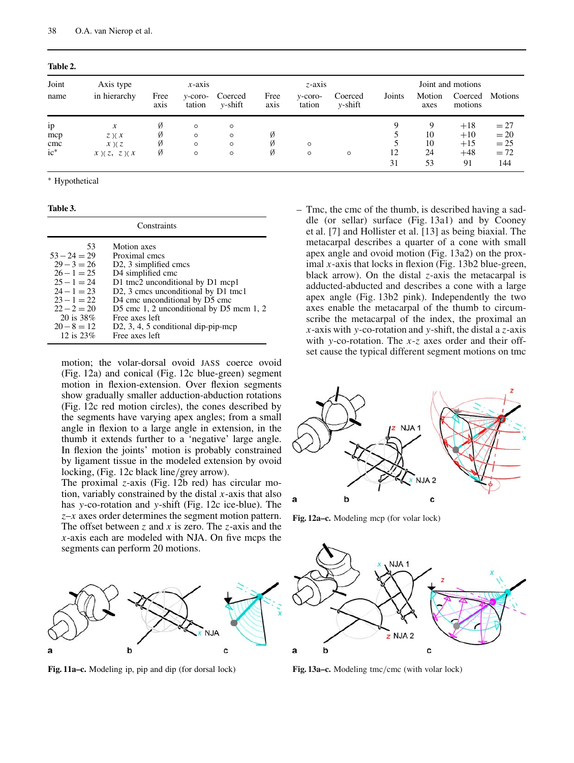**Table 2.**

| Joint name | Axis type in hierarchy | $x$-axis Free axis | $x$-axis $y$-coro-tation | $x$-axis Coerced $y$-shift | $z$-axis Free axis | $z$-axis $y$-coro-tation | $z$-axis Coerced $y$-shift | Joints | Motion axes | Coerced motions | Motions |
|---|---|---|---|---|---|---|---|---|---|---|---|
| ip | $x$ | ∅ | ∘ | ∘ | | | | 9 | 9 | +18 | = 27 |
| mcp | $z$ )( $x$ | ∅ | ∘ | ∘ | ∅ | | | 5 | 10 | +10 | = 20 |
| cmc | $x$ )( $z$ | ∅ | ∘ | ∘ | ∅ | ∘ | | 5 | 10 | +15 | = 25 |
| ic* | $x$ )( $z$, $z$ )( $x$ | ∅ | ∘ | ∘ | ∅ | ∘ | ∘ | 12 | 24 | +48 | = 72 |
| | | | | | | | | 31 | 53 | 91 | 144 |

* Hypothetical

**Table 3.**

| Constraints | |
|---|---|
| 53 | Motion axes |
| $53 - 24 = 29$ | Proximal cmcs |
| $29 - 3 = 26$ | D2, 3 simplified cmcs |
| $26 - 1 = 25$ | D4 simplified cmc |
| $25 - 1 = 24$ | D1 tmc2 unconditional by D1 mcp1 |
| $24 - 1 = 23$ | D2, 3 cmcs unconditional by D1 tmc1 |
| $23 - 1 = 22$ | D4 cmc unconditional by D5 cmc |
| $22 - 2 = 20$ | D5 cmc 1, 2 unconditional by D5 mcm 1, 2 |
| 20 is 38% | Free axes left |
| $20 - 8 = 12$ | D2, 3, 4, 5 conditional dip-pip-mcp |
| 12 is 23% | Free axes left |

motion; the volar-dorsal ovoid JASS coerce ovoid (Fig. 12a) and conical (Fig. 12c blue-green) segment motion in flexion-extension. Over flexion segments show gradually smaller adduction-abduction rotations (Fig. 12c red motion circles), the cones described by the segments have varying apex angles; from a small angle in flexion to a large angle in extension, in the thumb it extends further to a 'negative' large angle. In flexion the joints' motion is probably constrained by ligament tissue in the modeled extension by ovoid locking, (Fig. 12c black line/grey arrow).
The proximal $z$-axis (Fig. 12b red) has circular motion, variably constrained by the distal $x$-axis that also has $y$-co-rotation and $y$-shift (Fig. 12c ice-blue). The $z$–$x$ axes order determines the segment motion pattern. The offset between $z$ and $x$ is zero. The $z$-axis and the $x$-axis each are modeled with NJA. On five mcps the segments can perform 20 motions.

Fig. 11a–c. Modeling ip, pip and dip (for dorsal lock)

– Tmc, the cmc of the thumb, is described having a saddle (or sellar) surface (Fig. 13a1) and by Cooney et al. [7] and Hollister et al. [13] as being biaxial. The metacarpal describes a quarter of a cone with small apex angle and ovoid motion (Fig. 13a2) on the proximal $x$-axis that locks in flexion (Fig. 13b2 blue-green, black arrow). On the distal $z$-axis the metacarpal is adducted-abducted and describes a cone with a large apex angle (Fig. 13b2 pink). Independently the two axes enable the metacarpal of the thumb to circumscribe the metacarpal of the index, the proximal an $x$-axis with $y$-co-rotation and $y$-shift, the distal a $z$-axis with $y$-co-rotation. The $x$-$z$ axes order and their offset cause the typical different segment motions on tmc

Fig. 12a–c. Modeling mcp (for volar lock)

Fig. 13a–c. Modeling tmc/cmc (with volar lock)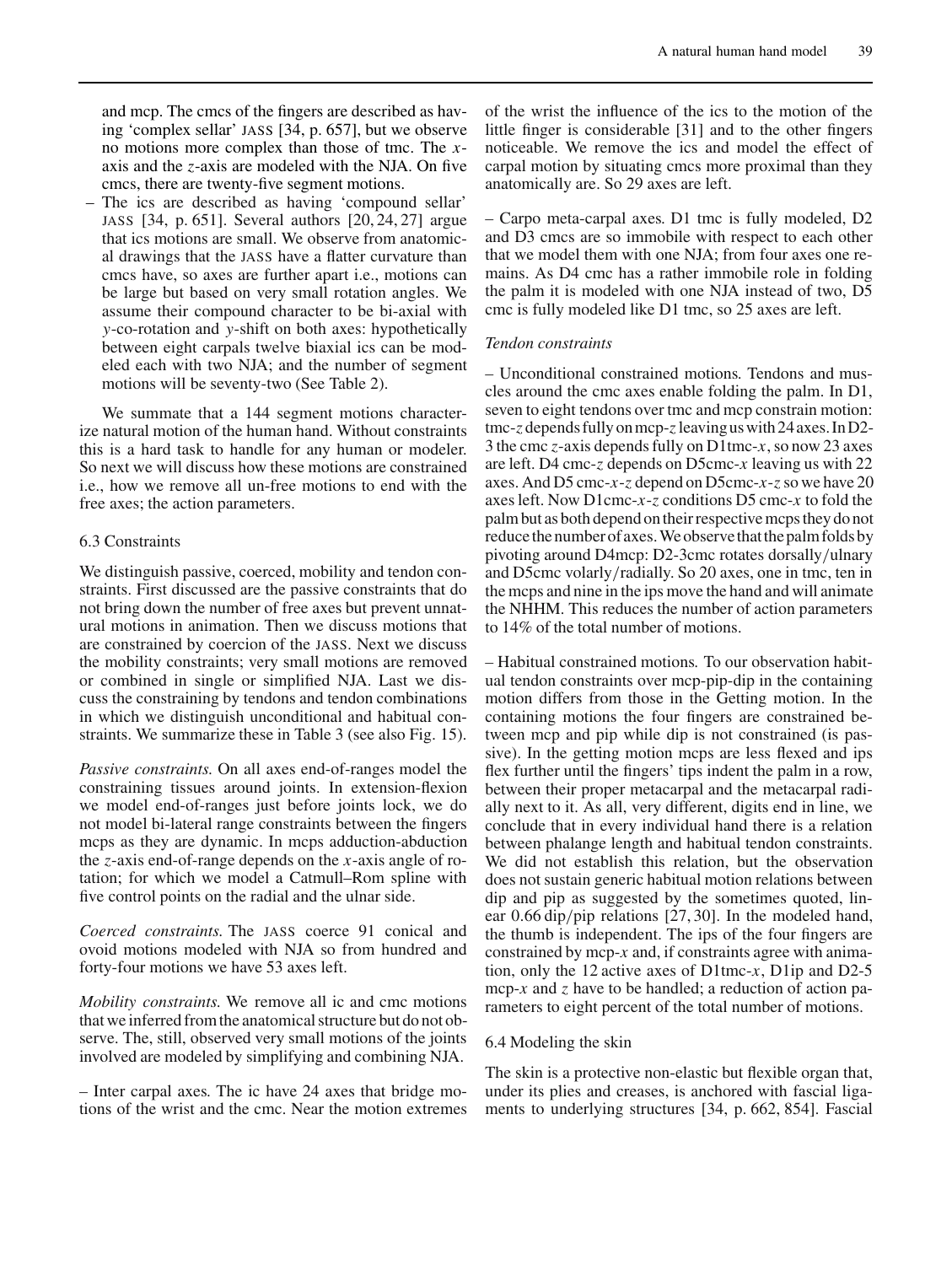and mcp. The cmcs of the fingers are described as having 'complex sellar' JASS [34, p. 657], but we observe no motions more complex than those of tmc. The $x$-axis and the $z$-axis are modeled with the NJA. On five cmcs, there are twenty-five segment motions.

- The ics are described as having 'compound sellar' JASS [34, p. 651]. Several authors [20, 24, 27] argue that ics motions are small. We observe from anatomical drawings that the JASS have a flatter curvature than cmcs have, so axes are further apart i.e., motions can be large but based on very small rotation angles. We assume their compound character to be bi-axial with $y$-co-rotation and $y$-shift on both axes: hypothetically between eight carpals twelve biaxial ics can be modeled each with two NJA; and the number of segment motions will be seventy-two (See Table 2).

We summate that a 144 segment motions characterize natural motion of the human hand. Without constraints this is a hard task to handle for any human or modeler. So next we will discuss how these motions are constrained i.e., how we remove all un-free motions to end with the free axes; the action parameters.

### 6.3 Constraints

We distinguish passive, coerced, mobility and tendon constraints. First discussed are the passive constraints that do not bring down the number of free axes but prevent unnatural motions in animation. Then we discuss motions that are constrained by coercion of the JASS. Next we discuss the mobility constraints; very small motions are removed or combined in single or simplified NJA. Last we discuss the constraining by tendons and tendon combinations in which we distinguish unconditional and habitual constraints. We summarize these in Table 3 (see also Fig. 15).

*Passive constraints.* On all axes end-of-ranges model the constraining tissues around joints. In extension-flexion we model end-of-ranges just before joints lock, we do not model bi-lateral range constraints between the fingers mcps as they are dynamic. In mcps adduction-abduction the $z$-axis end-of-range depends on the $x$-axis angle of rotation; for which we model a Catmull–Rom spline with five control points on the radial and the ulnar side.

*Coerced constraints.* The JASS coerce 91 conical and ovoid motions modeled with NJA so from hundred and forty-four motions we have 53 axes left.

*Mobility constraints.* We remove all ic and cmc motions that we inferred from the anatomical structure but do not observe. The, still, observed very small motions of the joints involved are modeled by simplifying and combining NJA.

– Inter carpal axes*.* The ic have 24 axes that bridge motions of the wrist and the cmc. Near the motion extremes of the wrist the influence of the ics to the motion of the little finger is considerable [31] and to the other fingers noticeable. We remove the ics and model the effect of carpal motion by situating cmcs more proximal than they anatomically are. So 29 axes are left.

– Carpo meta-carpal axes*.* D1 tmc is fully modeled, D2 and D3 cmcs are so immobile with respect to each other that we model them with one NJA; from four axes one remains. As D4 cmc has a rather immobile role in folding the palm it is modeled with one NJA instead of two, D5 cmc is fully modeled like D1 tmc, so 25 axes are left.

*Tendon constraints*

– Unconditional constrained motions*.* Tendons and muscles around the cmc axes enable folding the palm. In D1, seven to eight tendons over tmc and mcp constrain motion: tmc-$z$ depends fully on mcp-$z$ leaving us with 24 axes. In D2-3 the cmc $z$-axis depends fully on D1tmc-$x$, so now 23 axes are left. D4 cmc-$z$ depends on D5cmc-$x$ leaving us with 22 axes. And D5 cmc-$x$-$z$ depend on D5cmc-$x$-$z$ so we have 20 axes left. Now D1cmc-$x$-$z$ conditions D5 cmc-$x$ to fold the palm but as both depend on their respective mcps they do not reduce the number of axes. We observe that the palm folds by pivoting around D4mcp: D2-3cmc rotates dorsally/ulnary and D5cmc volarly/radially. So 20 axes, one in tmc, ten in the mcps and nine in the ips move the hand and will animate the NHHM. This reduces the number of action parameters to 14% of the total number of motions.

– Habitual constrained motions*.* To our observation habitual tendon constraints over mcp-pip-dip in the containing motion differs from those in the Getting motion. In the containing motions the four fingers are constrained between mcp and pip while dip is not constrained (is passive). In the getting motion mcps are less flexed and ips flex further until the fingers' tips indent the palm in a row, between their proper metacarpal and the metacarpal radially next to it. As all, very different, digits end in line, we conclude that in every individual hand there is a relation between phalange length and habitual tendon constraints. We did not establish this relation, but the observation does not sustain generic habitual motion relations between dip and pip as suggested by the sometimes quoted, linear 0.66 dip/pip relations [27, 30]. In the modeled hand, the thumb is independent. The ips of the four fingers are constrained by mcp-$x$ and, if constraints agree with animation, only the 12 active axes of D1tmc-$x$, D1ip and D2-5 mcp-$x$ and $z$ have to be handled; a reduction of action parameters to eight percent of the total number of motions.

### 6.4 Modeling the skin

The skin is a protective non-elastic but flexible organ that, under its plies and creases, is anchored with fascial ligaments to underlying structures [34, p. 662, 854]. Fascial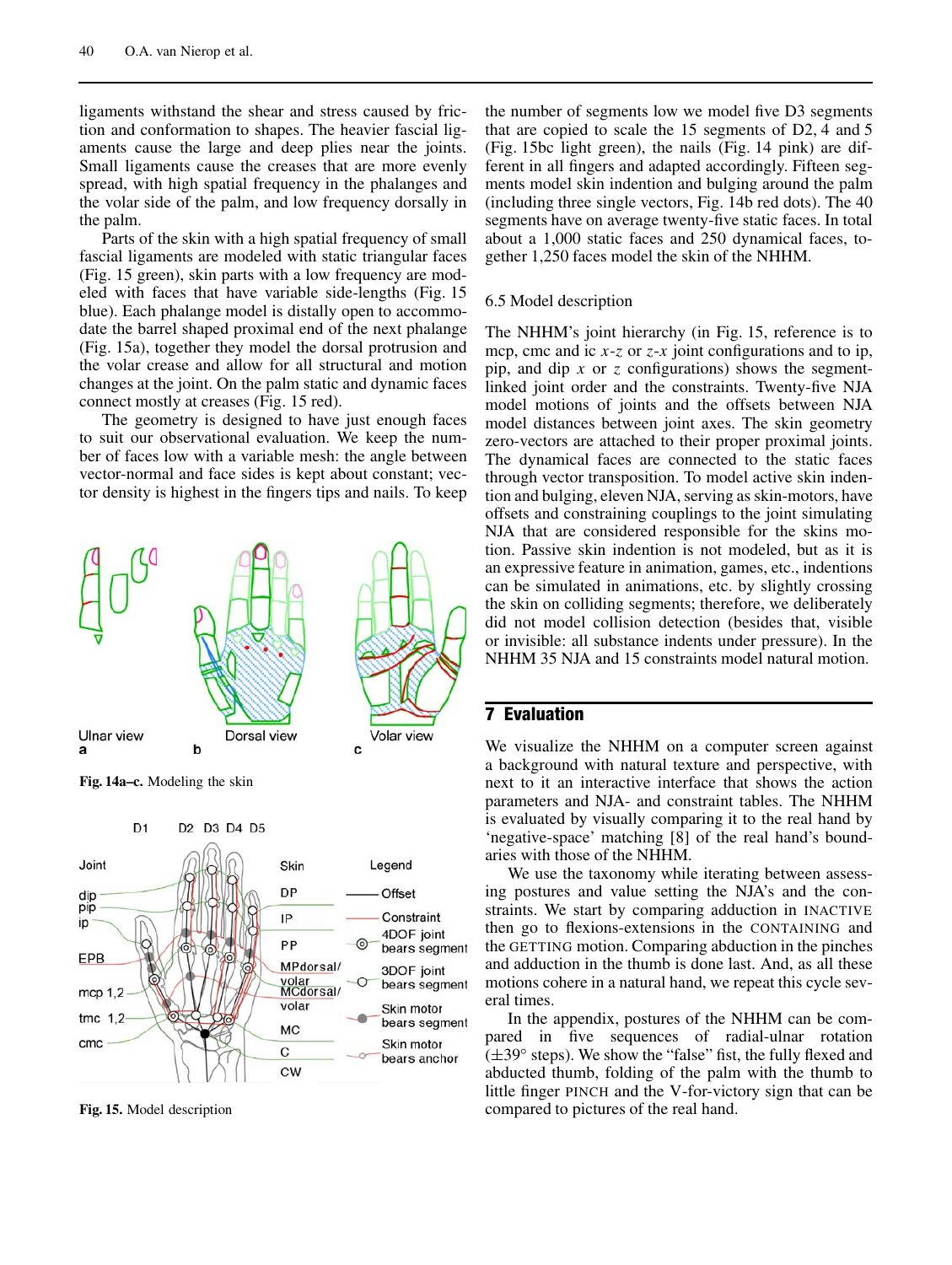ligaments withstand the shear and stress caused by friction and conformation to shapes. The heavier fascial ligaments cause the large and deep plies near the joints. Small ligaments cause the creases that are more evenly spread, with high spatial frequency in the phalanges and the volar side of the palm, and low frequency dorsally in the palm.

Parts of the skin with a high spatial frequency of small fascial ligaments are modeled with static triangular faces (Fig. 15 green), skin parts with a low frequency are modeled with faces that have variable side-lengths (Fig. 15 blue). Each phalange model is distally open to accommodate the barrel shaped proximal end of the next phalange (Fig. 15a), together they model the dorsal protrusion and the volar crease and allow for all structural and motion changes at the joint. On the palm static and dynamic faces connect mostly at creases (Fig. 15 red).

The geometry is designed to have just enough faces to suit our observational evaluation. We keep the number of faces low with a variable mesh: the angle between vector-normal and face sides is kept about constant; vector density is highest in the fingers tips and nails. To keep the number of segments low we model five D3 segments that are copied to scale the 15 segments of D2, 4 and 5 (Fig. 15bc light green), the nails (Fig. 14 pink) are different in all fingers and adapted accordingly. Fifteen segments model skin indention and bulging around the palm (including three single vectors, Fig. 14b red dots). The 40 segments have on average twenty-five static faces. In total about a 1,000 static faces and 250 dynamical faces, together 1,250 faces model the skin of the NHHM.

**Fig. 14a–c.** Modeling the skin

**Fig. 15.** Model description

### 6.5 Model description

The NHHM's joint hierarchy (in Fig. 15, reference is to mcp, cmc and ic in *x*-*z* or *z*-*x* joint configurations and to ip, pip, and dip *x* or *z* configurations) shows the segment-linked joint order and the constraints. Twenty-five NJA model motions of joints and the offsets between NJA model distances between joint axes. The skin geometry zero-vectors are attached to their proper proximal joints. The dynamical faces are connected to the static faces through vector transposition. To model active skin indention and bulging, eleven NJA, serving as skin-motors, have offsets and constraining couplings to the joint simulating NJA that are considered responsible for the skins motion. Passive skin indention is not modeled, but as it is an expressive feature in animation, games, etc., indentions can be simulated in animations, etc. by slightly crossing the skin on colliding segments; therefore, we deliberately did not model collision detection (besides that, visible or invisible: all substance indents under pressure). In the NHHM 35 NJA and 15 constraints model natural motion.

## 7 Evaluation

We visualize the NHHM on a computer screen against a background with natural texture and perspective, with next to it an interactive interface that shows the action parameters and NJA- and constraint tables. The NHHM is evaluated by visually comparing it to the real hand by 'negative-space' matching [8] of the real hand's boundaries with those of the NHHM.

We use the taxonomy while iterating between assessing postures and value setting the NJA's and the constraints. We start by comparing adduction in INACTIVE then go to flexions-extensions in the CONTAINING and the GETTING motion. Comparing abduction in the pinches and adduction in the thumb is done last. And, as all these motions cohere in a natural hand, we repeat this cycle several times.

In the appendix, postures of the NHHM can be compared in five sequences of radial-ulnar rotation ($\pm 39°$ steps). We show the "false" fist, the fully flexed and abducted thumb, folding of the palm with the thumb to little finger PINCH and the V-for-victory sign that can be compared to pictures of the real hand.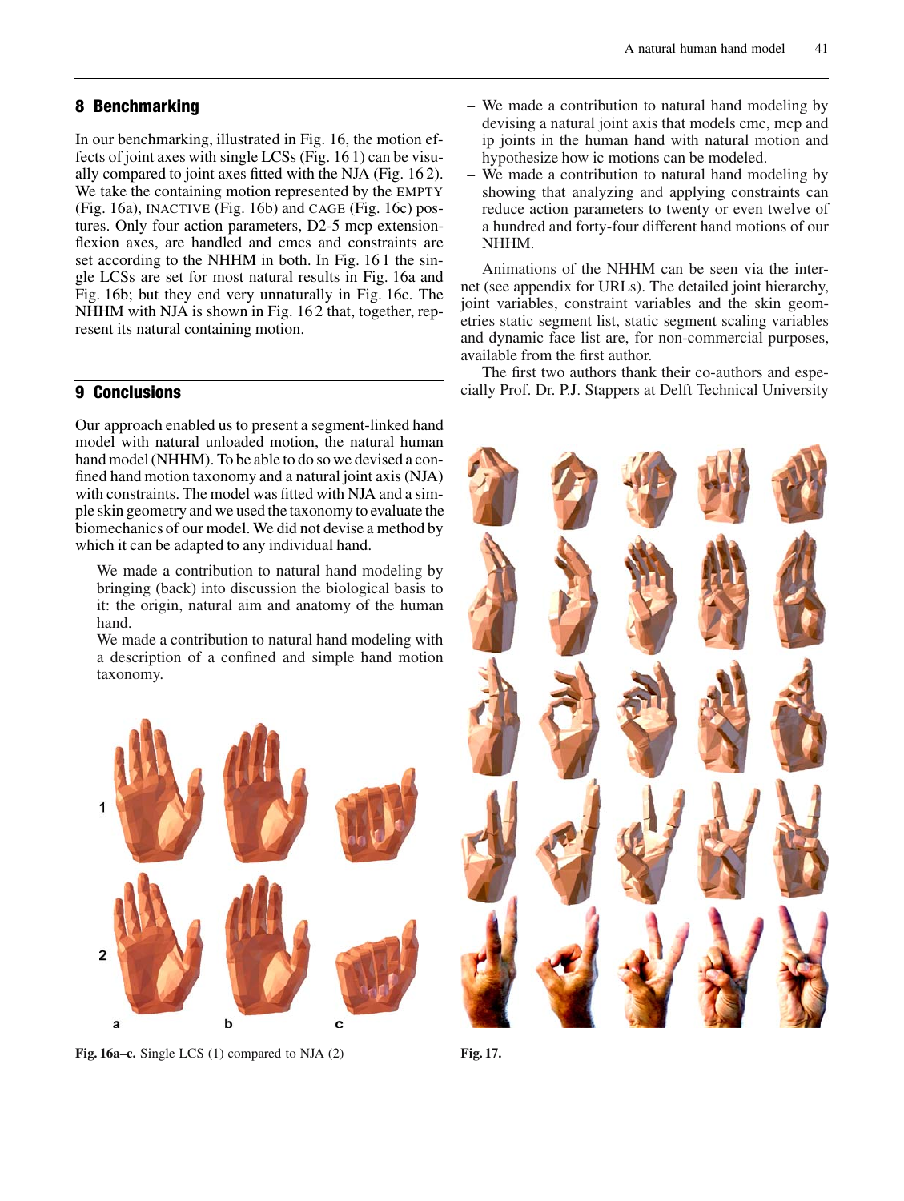## 8 Benchmarking

In our benchmarking, illustrated in Fig. 16, the motion effects of joint axes with single LCSs (Fig. 16 1) can be visually compared to joint axes fitted with the NJA (Fig. 16 2). We take the containing motion represented by the EMPTY (Fig. 16a), INACTIVE (Fig. 16b) and CAGE (Fig. 16c) postures. Only four action parameters, D2-5 mcp extension-flexion axes, are handled and cmcs and constraints are set according to the NHHM in both. In Fig. 16 1 the single LCSs are set for most natural results in Fig. 16a and Fig. 16b; but they end very unnaturally in Fig. 16c. The NHHM with NJA is shown in Fig. 16 2 that, together, represent its natural containing motion.

## 9 Conclusions

Our approach enabled us to present a segment-linked hand model with natural unloaded motion, the natural human hand model (NHHM). To be able to do so we devised a confined hand motion taxonomy and a natural joint axis (NJA) with constraints. The model was fitted with NJA and a simple skin geometry and we used the taxonomy to evaluate the biomechanics of our model. We did not devise a method by which it can be adapted to any individual hand.

- We made a contribution to natural hand modeling by bringing (back) into discussion the biological basis to it: the origin, natural aim and anatomy of the human hand.
- We made a contribution to natural hand modeling with a description of a confined and simple hand motion taxonomy.
- We made a contribution to natural hand modeling by devising a natural joint axis that models cmc, mcp and ip joints in the human hand with natural motion and hypothesize how ic motions can be modeled.
- We made a contribution to natural hand modeling by showing that analyzing and applying constraints can reduce action parameters to twenty or even twelve of a hundred and forty-four different hand motions of our NHHM.

Animations of the NHHM can be seen via the internet (see appendix for URLs). The detailed joint hierarchy, joint variables, constraint variables and the skin geometries static segment list, static segment scaling variables and dynamic face list are, for non-commercial purposes, available from the first author.

The first two authors thank their co-authors and especially Prof. Dr. P.J. Stappers at Delft Technical University

**Fig. 16a–c.** Single LCS (1) compared to NJA (2)

**Fig. 17.**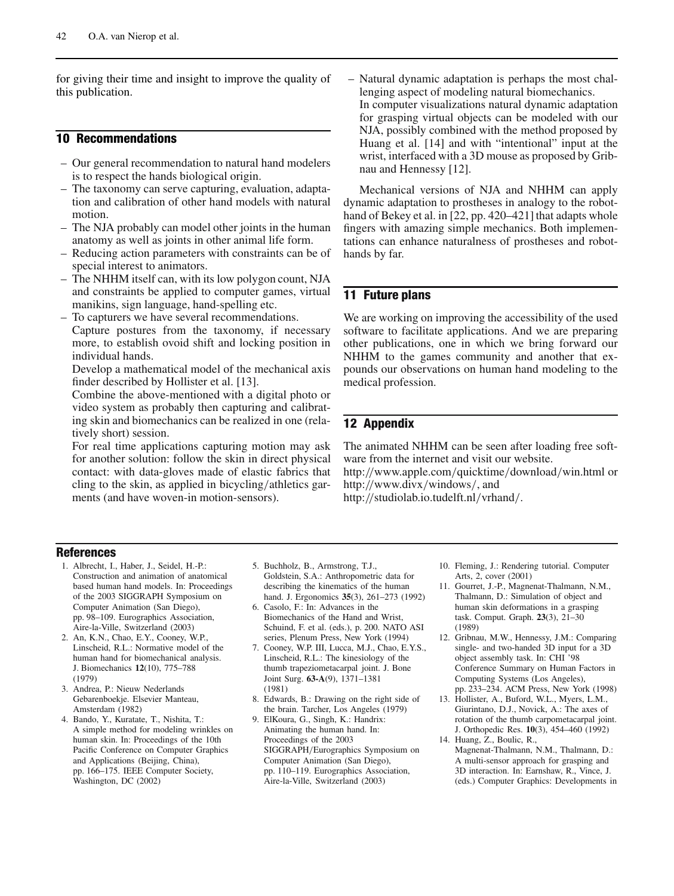for giving their time and insight to improve the quality of this publication.

## 10 Recommendations

- Our general recommendation to natural hand modelers is to respect the hands biological origin.
- The taxonomy can serve capturing, evaluation, adaptation and calibration of other hand models with natural motion.
- The NJA probably can model other joints in the human anatomy as well as joints in other animal life form.
- Reducing action parameters with constraints can be of special interest to animators.
- The NHHM itself can, with its low polygon count, NJA and constraints be applied to computer games, virtual manikins, sign language, hand-spelling etc.
- To capturers we have several recommendations.
  Capture postures from the taxonomy, if necessary more, to establish ovoid shift and locking position in individual hands.
  Develop a mathematical model of the mechanical axis finder described by Hollister et al. [13].
  Combine the above-mentioned with a digital photo or video system as probably then capturing and calibrating skin and biomechanics can be realized in one (relatively short) session.
  For real time applications capturing motion may ask for another solution: follow the skin in direct physical contact: with data-gloves made of elastic fabrics that cling to the skin, as applied in bicycling/athletics garments (and have woven-in motion-sensors).
- Natural dynamic adaptation is perhaps the most challenging aspect of modeling natural biomechanics.
  In computer visualizations natural dynamic adaptation for grasping virtual objects can be modeled with our NJA, possibly combined with the method proposed by Huang et al. [14] and with "intentional" input at the wrist, interfaced with a 3D mouse as proposed by Gribnau and Hennessy [12].

Mechanical versions of NJA and NHHM can apply dynamic adaptation to prostheses in analogy to the robot-hand of Bekey et al. in [22, pp. 420–421] that adapts whole fingers with amazing simple mechanics. Both implementations can enhance naturalness of prostheses and robot-hands by far.

## 11 Future plans

We are working on improving the accessibility of the used software to facilitate applications. And we are preparing other publications, one in which we bring forward our NHHM to the games community and another that expounds our observations on human hand modeling to the medical profession.

## 12 Appendix

The animated NHHM can be seen after loading free software from the internet and visit our website.
http://www.apple.com/quicktime/download/win.html or
http://www.divx/windows/, and
http://studiolab.io.tudelft.nl/vrhand/.

## References

1. Albrecht, I., Haber, J., Seidel, H.-P.: Construction and animation of anatomical based human hand models. In: Proceedings of the 2003 SIGGRAPH Symposium on Computer Animation (San Diego), pp. 98–109. Eurographics Association, Aire-la-Ville, Switzerland (2003)
2. An, K.N., Chao, E.Y., Cooney, W.P., Linscheid, R.L.: Normative model of the human hand for biomechanical analysis. J. Biomechanics **12**(10), 775–788 (1979)
3. Andrea, P.: Nieuw Nederlands Gebarenboekje. Elsevier Manteau, Amsterdam (1982)
4. Bando, Y., Kuratate, T., Nishita, T.: A simple method for modeling wrinkles on human skin. In: Proceedings of the 10th Pacific Conference on Computer Graphics and Applications (Beijing, China), pp. 166–175. IEEE Computer Society, Washington, DC (2002)
5. Buchholz, B., Armstrong, T.J., Goldstein, S.A.: Anthropometric data for describing the kinematics of the human hand. J. Ergonomics **35**(3), 261–273 (1992)
6. Casolo, F.: In: Advances in the Biomechanics of the Hand and Wrist, Schuind, F. et al. (eds.), p. 200. NATO ASI series, Plenum Press, New York (1994)
7. Cooney, W.P. III, Lucca, M.J., Chao, E.Y.S., Linscheid, R.L.: The kinesiology of the thumb trapeziometacarpal joint. J. Bone Joint Surg. **63-A**(9), 1371–1381 (1981)
8. Edwards, B.: Drawing on the right side of the brain. Tarcher, Los Angeles (1979)
9. ElKoura, G., Singh, K.: Handrix: Animating the human hand. In: Proceedings of the 2003 SIGGRAPH/Eurographics Symposium on Computer Animation (San Diego), pp. 110–119. Eurographics Association, Aire-la-Ville, Switzerland (2003)
10. Fleming, J.: Rendering tutorial. Computer Arts, 2, cover (2001)
11. Gourret, J.-P., Magnenat-Thalmann, N.M., Thalmann, D.: Simulation of object and human skin deformations in a grasping task. Comput. Graph. **23**(3), 21–30 (1989)
12. Gribnau, M.W., Hennessy, J.M.: Comparing single- and two-handed 3D input for a 3D object assembly task. In: CHI '98 Conference Summary on Human Factors in Computing Systems (Los Angeles), pp. 233–234. ACM Press, New York (1998)
13. Hollister, A., Buford, W.L., Myers, L.M., Giurintano, D.J., Novick, A.: The axes of rotation of the thumb carpometacarpal joint. J. Orthopedic Res. **10**(3), 454–460 (1992)
14. Huang, Z., Boulic, R., Magnenat-Thalmann, N.M., Thalmann, D.: A multi-sensor approach for grasping and 3D interaction. In: Earnshaw, R., Vince, J. (eds.) Computer Graphics: Developments in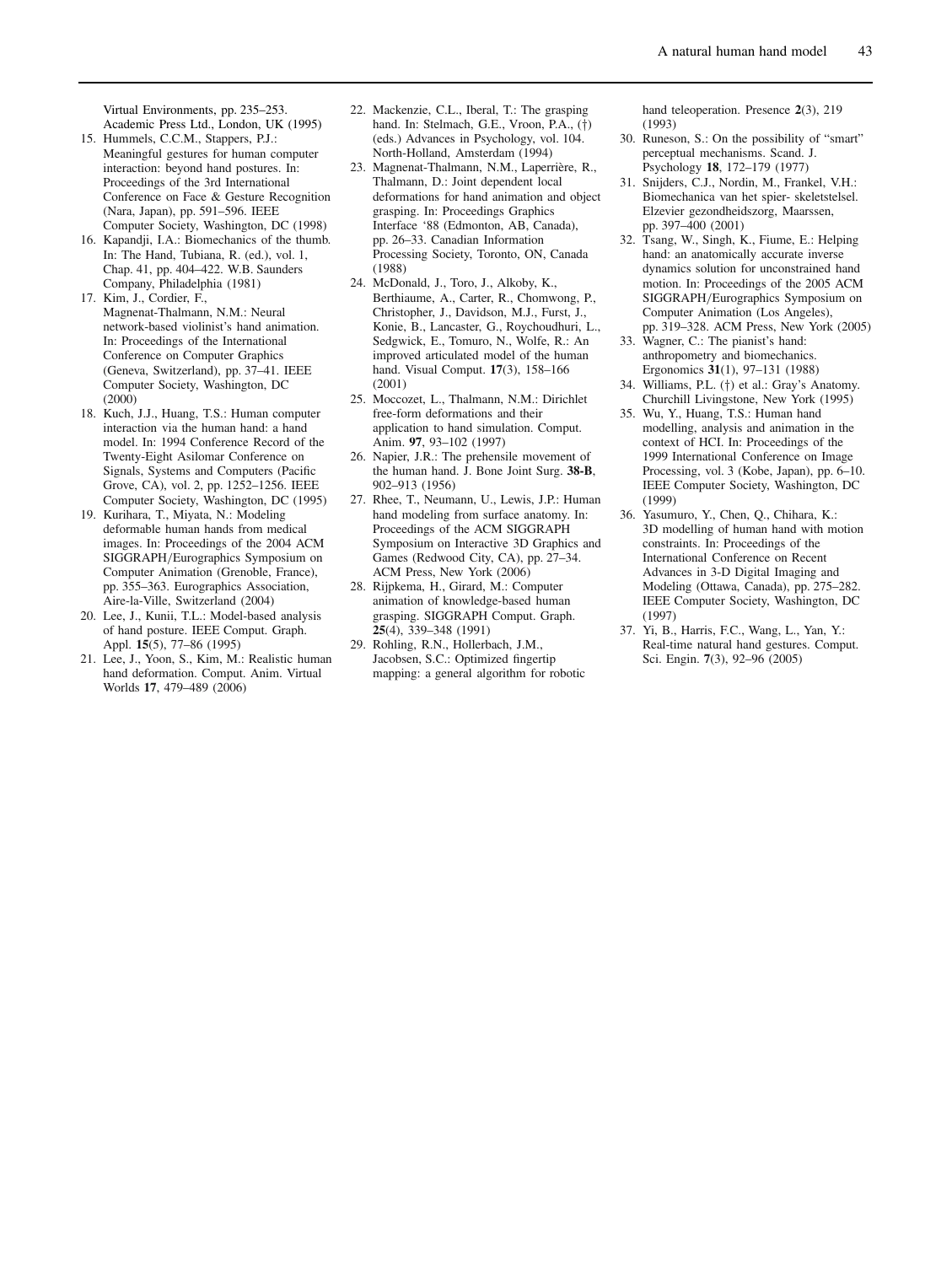Virtual Environments, pp. 235–253. Academic Press Ltd., London, UK (1995)

15. Hummels, C.C.M., Stappers, P.J.: Meaningful gestures for human computer interaction: beyond hand postures. In: Proceedings of the 3rd International Conference on Face & Gesture Recognition (Nara, Japan), pp. 591–596. IEEE Computer Society, Washington, DC (1998)
16. Kapandji, I.A.: Biomechanics of the thumb. In: The Hand, Tubiana, R. (ed.), vol. 1, Chap. 41, pp. 404–422. W.B. Saunders Company, Philadelphia (1981)
17. Kim, J., Cordier, F., Magnenat-Thalmann, N.M.: Neural network-based violinist's hand animation. In: Proceedings of the International Conference on Computer Graphics (Geneva, Switzerland), pp. 37–41. IEEE Computer Society, Washington, DC (2000)
18. Kuch, J.J., Huang, T.S.: Human computer interaction via the human hand: a hand model. In: 1994 Conference Record of the Twenty-Eight Asilomar Conference on Signals, Systems and Computers (Pacific Grove, CA), vol. 2, pp. 1252–1256. IEEE Computer Society, Washington, DC (1995)
19. Kurihara, T., Miyata, N.: Modeling deformable human hands from medical images. In: Proceedings of the 2004 ACM SIGGRAPH/Eurographics Symposium on Computer Animation (Grenoble, France), pp. 355–363. Eurographics Association, Aire-la-Ville, Switzerland (2004)
20. Lee, J., Kunii, T.L.: Model-based analysis of hand posture. IEEE Comput. Graph. Appl. **15**(5), 77–86 (1995)
21. Lee, J., Yoon, S., Kim, M.: Realistic human hand deformation. Comput. Anim. Virtual Worlds **17**, 479–489 (2006)
22. Mackenzie, C.L., Iberal, T.: The grasping hand. In: Stelmach, G.E., Vroon, P.A., (†) (eds.) Advances in Psychology, vol. 104. North-Holland, Amsterdam (1994)
23. Magnenat-Thalmann, N.M., Laperrière, R., Thalmann, D.: Joint dependent local deformations for hand animation and object grasping. In: Proceedings Graphics Interface '88 (Edmonton, AB, Canada), pp. 26–33. Canadian Information Processing Society, Toronto, ON, Canada (1988)
24. McDonald, J., Toro, J., Alkoby, K., Berthiaume, A., Carter, R., Chomwong, P., Christopher, J., Davidson, M.J., Furst, J., Konie, B., Lancaster, G., Roychoudhuri, L., Sedgwick, E., Tomuro, N., Wolfe, R.: An improved articulated model of the human hand. Visual Comput. **17**(3), 158–166 (2001)
25. Moccozet, L., Thalmann, N.M.: Dirichlet free-form deformations and their application to hand simulation. Comput. Anim. **97**, 93–102 (1997)
26. Napier, J.R.: The prehensile movement of the human hand. J. Bone Joint Surg. **38-B**, 902–913 (1956)
27. Rhee, T., Neumann, U., Lewis, J.P.: Human hand modeling from surface anatomy. In: Proceedings of the ACM SIGGRAPH Symposium on Interactive 3D Graphics and Games (Redwood City, CA), pp. 27–34. ACM Press, New York (2006)
28. Rijpkema, H., Girard, M.: Computer animation of knowledge-based human grasping. SIGGRAPH Comput. Graph. **25**(4), 339–348 (1991)
29. Rohling, R.N., Hollerbach, J.M., Jacobsen, S.C.: Optimized fingertip mapping: a general algorithm for robotic hand teleoperation. Presence **2**(3), 219 (1993)
30. Runeson, S.: On the possibility of "smart" perceptual mechanisms. Scand. J. Psychology **18**, 172–179 (1977)
31. Snijders, C.J., Nordin, M., Frankel, V.H.: Biomechanica van het spier- skeletstelsel. Elzevier gezondheidszorg, Maarssen, pp. 397–400 (2001)
32. Tsang, W., Singh, K., Fiume, E.: Helping hand: an anatomically accurate inverse dynamics solution for unconstrained hand motion. In: Proceedings of the 2005 ACM SIGGRAPH/Eurographics Symposium on Computer Animation (Los Angeles), pp. 319–328. ACM Press, New York (2005)
33. Wagner, C.: The pianist's hand: anthropometry and biomechanics. Ergonomics **31**(1), 97–131 (1988)
34. Williams, P.L. (†) et al.: Gray's Anatomy. Churchill Livingstone, New York (1995)
35. Wu, Y., Huang, T.S.: Human hand modelling, analysis and animation in the context of HCI. In: Proceedings of the 1999 International Conference on Image Processing, vol. 3 (Kobe, Japan), pp. 6–10. IEEE Computer Society, Washington, DC (1999)
36. Yasumuro, Y., Chen, Q., Chihara, K.: 3D modelling of human hand with motion constraints. In: Proceedings of the International Conference on Recent Advances in 3-D Digital Imaging and Modeling (Ottawa, Canada), pp. 275–282. IEEE Computer Society, Washington, DC (1997)
37. Yi, B., Harris, F.C., Wang, L., Yan, Y.: Real-time natural hand gestures. Comput. Sci. Engin. **7**(3), 92–96 (2005)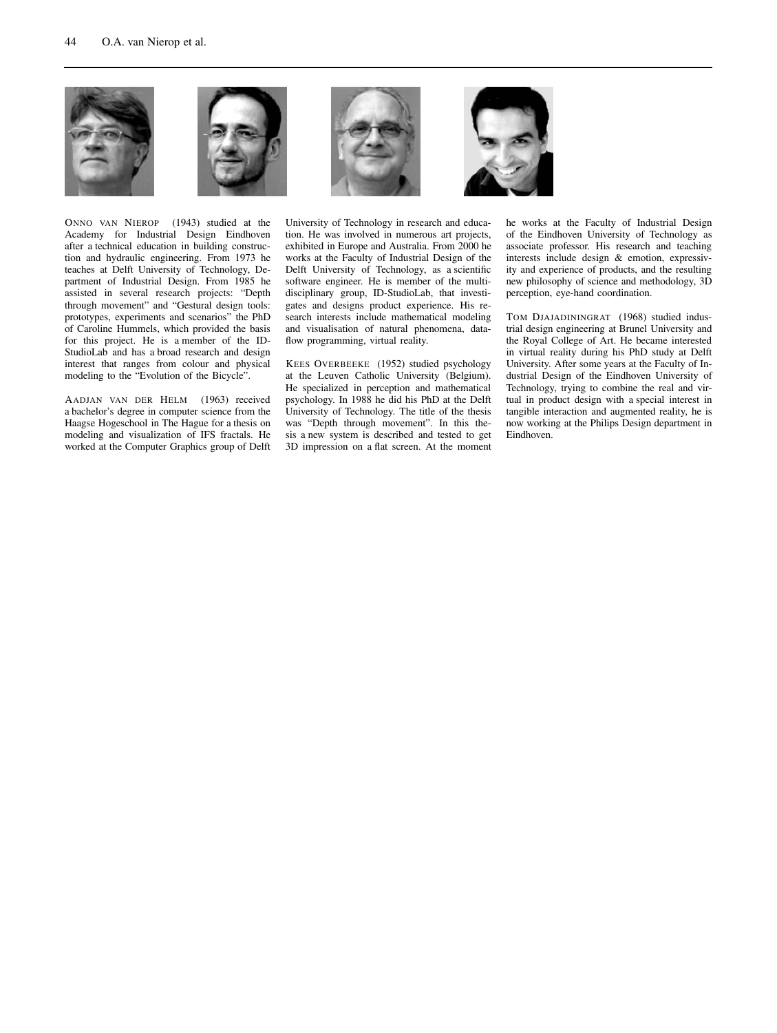ONNO VAN NIEROP (1943) studied at the Academy for Industrial Design Eindhoven after a technical education in building construction and hydraulic engineering. From 1973 he teaches at Delft University of Technology, Department of Industrial Design. From 1985 he assisted in several research projects: "Depth through movement" and "Gestural design tools: prototypes, experiments and scenarios" the PhD of Caroline Hummels, which provided the basis for this project. He is a member of the ID-StudioLab and has a broad research and design interest that ranges from colour and physical modeling to the "Evolution of the Bicycle".

AADJAN VAN DER HELM (1963) received a bachelor's degree in computer science from the Haagse Hogeschool in The Hague for a thesis on modeling and visualization of IFS fractals. He worked at the Computer Graphics group of Delft University of Technology in research and education. He was involved in numerous art projects, exhibited in Europe and Australia. From 2000 he works at the Faculty of Industrial Design of the Delft University of Technology, as a scientific software engineer. He is member of the multidisciplinary group, ID-StudioLab, that investigates and designs product experience. His research interests include mathematical modeling and visualisation of natural phenomena, dataflow programming, virtual reality.

KEES OVERBEEKE (1952) studied psychology at the Leuven Catholic University (Belgium). He specialized in perception and mathematical psychology. In 1988 he did his PhD at the Delft University of Technology. The title of the thesis was "Depth through movement". In this thesis a new system is described and tested to get 3D impression on a flat screen. At the moment he works at the Faculty of Industrial Design of the Eindhoven University of Technology as associate professor. His research and teaching interests include design & emotion, expressivity and experience of products, and the resulting new philosophy of science and methodology, 3D perception, eye-hand coordination.

TOM DJAJADININGRAT (1968) studied industrial design engineering at Brunel University and the Royal College of Art. He became interested in virtual reality during his PhD study at Delft University. After some years at the Faculty of Industrial Design of the Eindhoven University of Technology, trying to combine the real and virtual in product design with a special interest in tangible interaction and augmented reality, he is now working at the Philips Design department in Eindhoven.